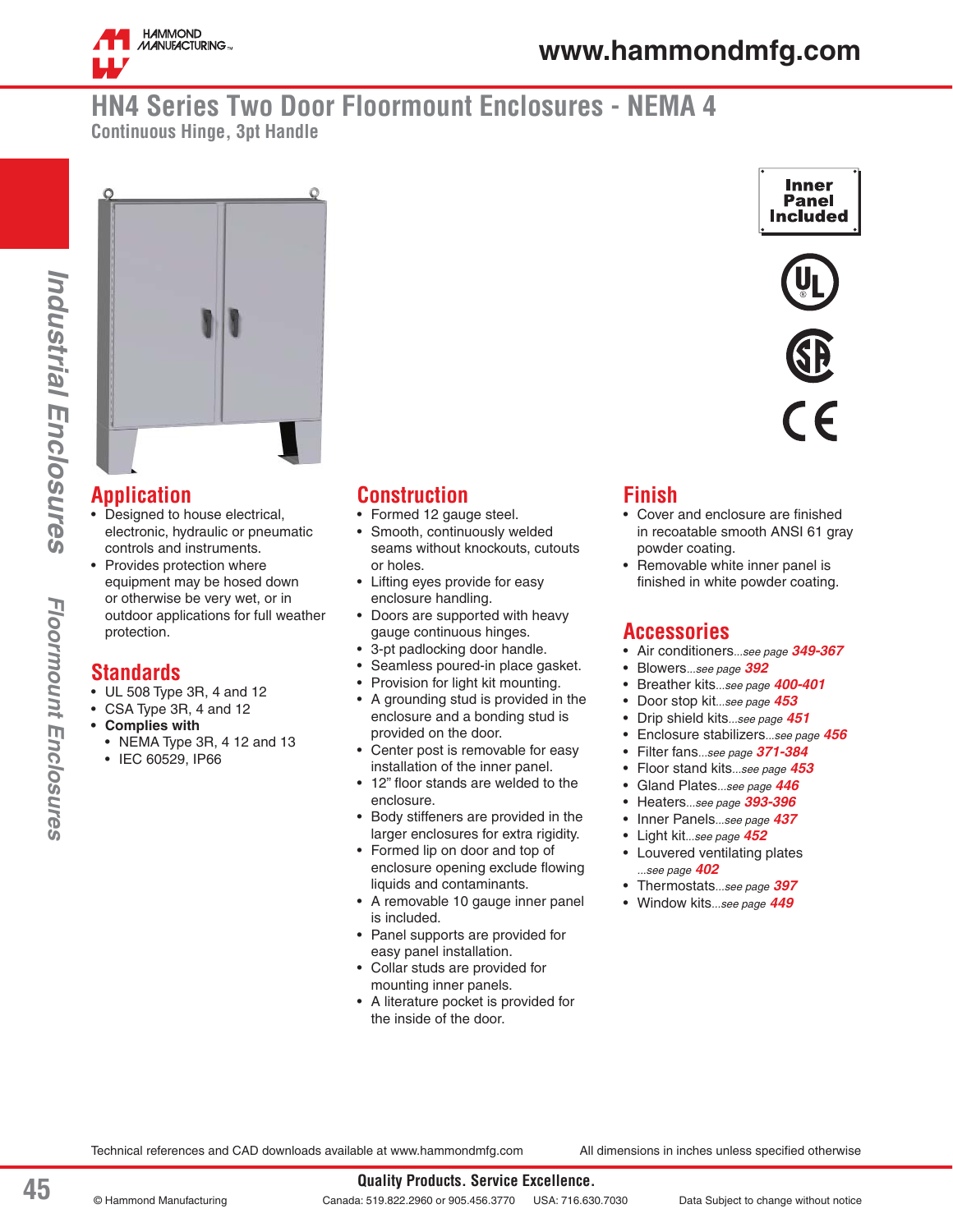# HN4 Series Two Door Floormount Enclosures - NEMA 4

Continuous Hinge, 3pt Handle

Inner Panel Included

## Application

- Designed to house electrical, electronic, hydraulic or pneumatic controls and instruments.
- Provides protection where equipment may be hosed down or otherwise be very wet, or in outdoor applications for full weather protection.

## Standards

- UL 508 Type 3R, 4 and 12
- CSA Type 3R, 4 and 12
- **Complies with**
  - NEMA Type 3R, 4 12 and 13
  - IEC 60529, IP66

## Construction

- Formed 12 gauge steel.
- Smooth, continuously welded seams without knockouts, cutouts or holes.
- Lifting eyes provide for easy enclosure handling.
- Doors are supported with heavy gauge continuous hinges.
- 3-pt padlocking door handle.
- Seamless poured-in place gasket.
- Provision for light kit mounting.
- A grounding stud is provided in the enclosure and a bonding stud is provided on the door.
- Center post is removable for easy installation of the inner panel.
- 12" floor stands are welded to the enclosure.
- Body stiffeners are provided in the larger enclosures for extra rigidity.
- Formed lip on door and top of enclosure opening exclude flowing liquids and contaminants.
- A removable 10 gauge inner panel is included.
- Panel supports are provided for easy panel installation.
- Collar studs are provided for mounting inner panels.
- A literature pocket is provided for the inside of the door.

## Finish

- Cover and enclosure are finished in recoatable smooth ANSI 61 gray powder coating.
- Removable white inner panel is finished in white powder coating.

## Accessories

- Air conditioners...*see page* ***349-367***
- Blowers...*see page* ***392***
- Breather kits...*see page* ***400-401***
- Door stop kit...*see page* ***453***
- Drip shield kits...*see page* ***451***
- Enclosure stabilizers...*see page* ***456***
- Filter fans...*see page* ***371-384***
- Floor stand kits...*see page* ***453***
- Gland Plates...*see page* ***446***
- Heaters...*see page* ***393-396***
- Inner Panels...*see page* ***437***
- Light kit...*see page* ***452***
- Louvered ventilating plates ...*see page* ***402***
- Thermostats...*see page* ***397***
- Window kits...*see page* ***449***

Technical references and CAD downloads available at www.hammondmfg.com

All dimensions in inches unless specified otherwise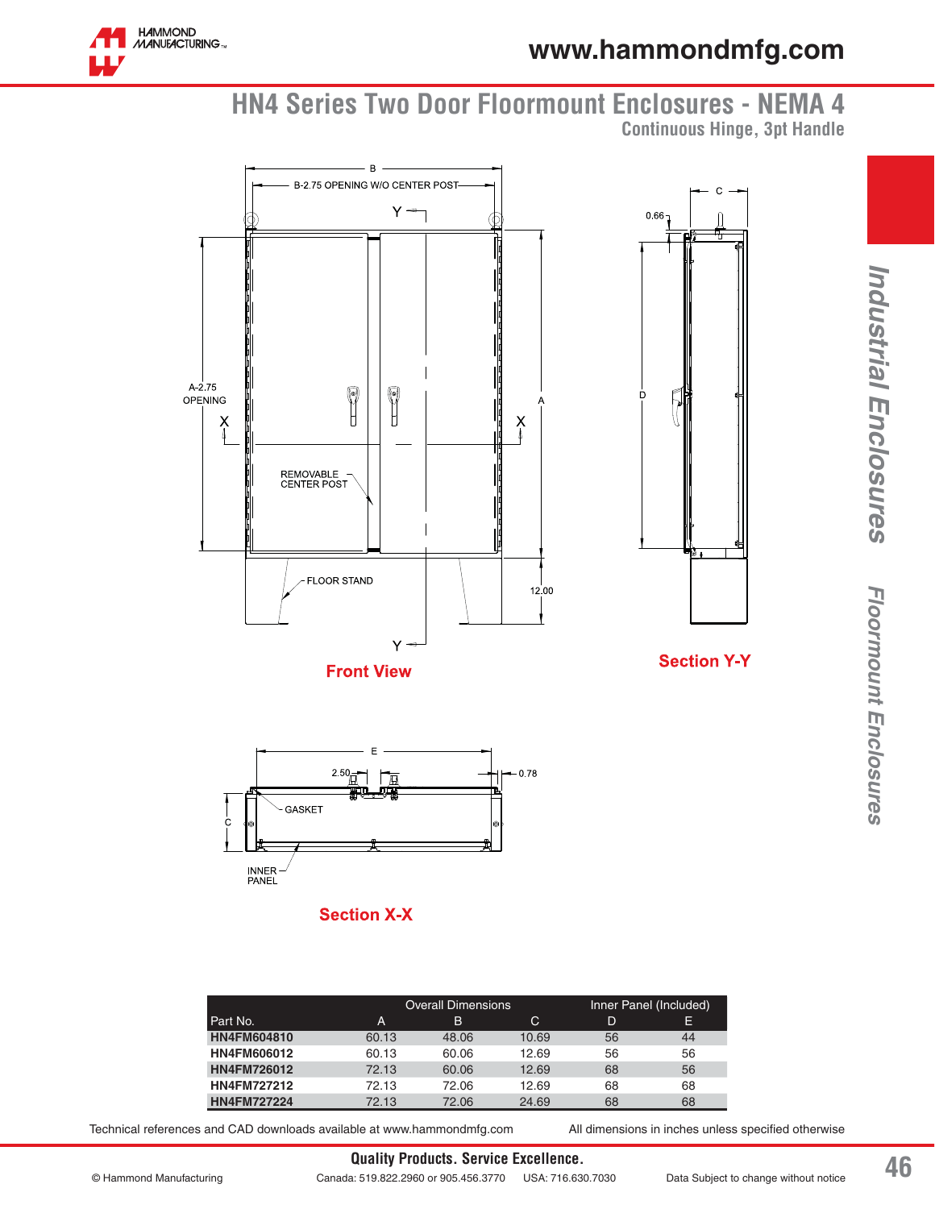# HN4 Series Two Door Floormount Enclosures - NEMA 4

## Continuous Hinge, 3pt Handle

B
B-2.75 OPENING W/O CENTER POST
Y
A-2.75
OPENING
X
X
A
REMOVABLE
CENTER POST
FLOOR STAND
12.00
Y

**Front View**

C
0.66
D

**Section Y-Y**

E
2.50
0.78
GASKET
C
INNER
PANEL

**Section X-X**

| | Overall Dimensions | | | Inner Panel (Included) | |
|---|---|---|---|---|---|
| Part No. | A | B | C | D | E |
| **HN4FM604810** | 60.13 | 48.06 | 10.69 | 56 | 44 |
| **HN4FM606012** | 60.13 | 60.06 | 12.69 | 56 | 56 |
| **HN4FM726012** | 72.13 | 60.06 | 12.69 | 68 | 56 |
| **HN4FM727212** | 72.13 | 72.06 | 12.69 | 68 | 68 |
| **HN4FM727224** | 72.13 | 72.06 | 24.69 | 68 | 68 |

Technical references and CAD downloads available at www.hammondmfg.com

All dimensions in inches unless specified otherwise